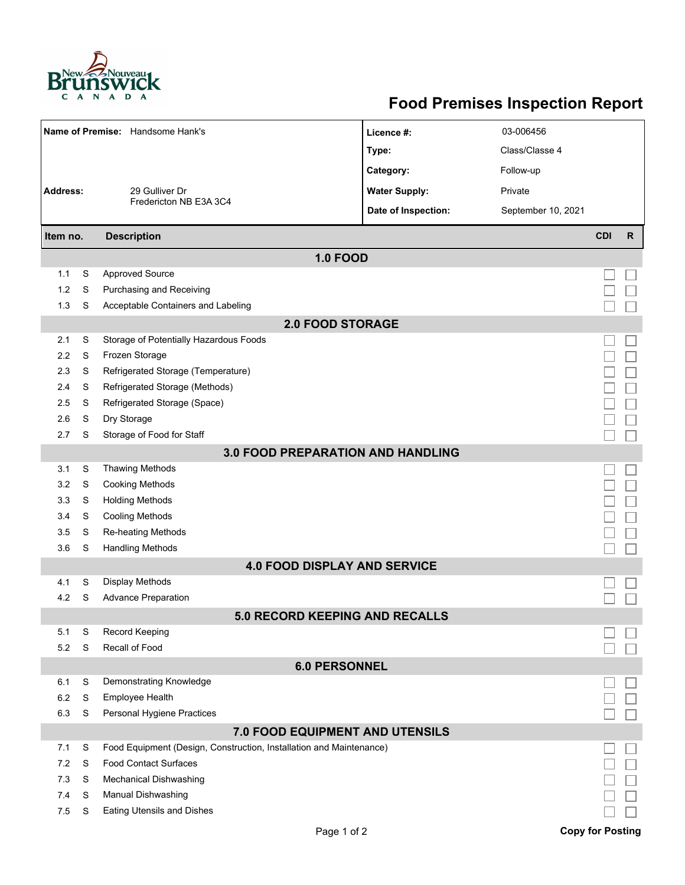# Food Premises Inspection Report

| | | | |
|---|---|---|---|
| **Name of Premise:** | Handsome Hank's | **Licence #:** | 03-006456 |
| | | **Type:** | Class/Classe 4 |
| | | **Category:** | Follow-up |
| **Address:** | 29 Gulliver Dr<br>Fredericton NB E3A 3C4 | **Water Supply:** | Private |
| | | **Date of Inspection:** | September 10, 2021 |

| Item no. | | Description | CDI | R |
|---|---|---|---|---|
| | | **1.0 FOOD** | | |
| 1.1 | S | Approved Source | ☐ | ☐ |
| 1.2 | S | Purchasing and Receiving | ☐ | ☐ |
| 1.3 | S | Acceptable Containers and Labeling | ☐ | ☐ |
| | | **2.0 FOOD STORAGE** | | |
| 2.1 | S | Storage of Potentially Hazardous Foods | ☐ | ☐ |
| 2.2 | S | Frozen Storage | ☐ | ☐ |
| 2.3 | S | Refrigerated Storage (Temperature) | ☐ | ☐ |
| 2.4 | S | Refrigerated Storage (Methods) | ☐ | ☐ |
| 2.5 | S | Refrigerated Storage (Space) | ☐ | ☐ |
| 2.6 | S | Dry Storage | ☐ | ☐ |
| 2.7 | S | Storage of Food for Staff | ☐ | ☐ |
| | | **3.0 FOOD PREPARATION AND HANDLING** | | |
| 3.1 | S | Thawing Methods | ☐ | ☐ |
| 3.2 | S | Cooking Methods | ☐ | ☐ |
| 3.3 | S | Holding Methods | ☐ | ☐ |
| 3.4 | S | Cooling Methods | ☐ | ☐ |
| 3.5 | S | Re-heating Methods | ☐ | ☐ |
| 3.6 | S | Handling Methods | ☐ | ☐ |
| | | **4.0 FOOD DISPLAY AND SERVICE** | | |
| 4.1 | S | Display Methods | ☐ | ☐ |
| 4.2 | S | Advance Preparation | ☐ | ☐ |
| | | **5.0 RECORD KEEPING AND RECALLS** | | |
| 5.1 | S | Record Keeping | ☐ | ☐ |
| 5.2 | S | Recall of Food | ☐ | ☐ |
| | | **6.0 PERSONNEL** | | |
| 6.1 | S | Demonstrating Knowledge | ☐ | ☐ |
| 6.2 | S | Employee Health | ☐ | ☐ |
| 6.3 | S | Personal Hygiene Practices | ☐ | ☐ |
| | | **7.0 FOOD EQUIPMENT AND UTENSILS** | | |
| 7.1 | S | Food Equipment (Design, Construction, Installation and Maintenance) | ☐ | ☐ |
| 7.2 | S | Food Contact Surfaces | ☐ | ☐ |
| 7.3 | S | Mechanical Dishwashing | ☐ | ☐ |
| 7.4 | S | Manual Dishwashing | ☐ | ☐ |
| 7.5 | S | Eating Utensils and Dishes | ☐ | ☐ |

**Copy for Posting**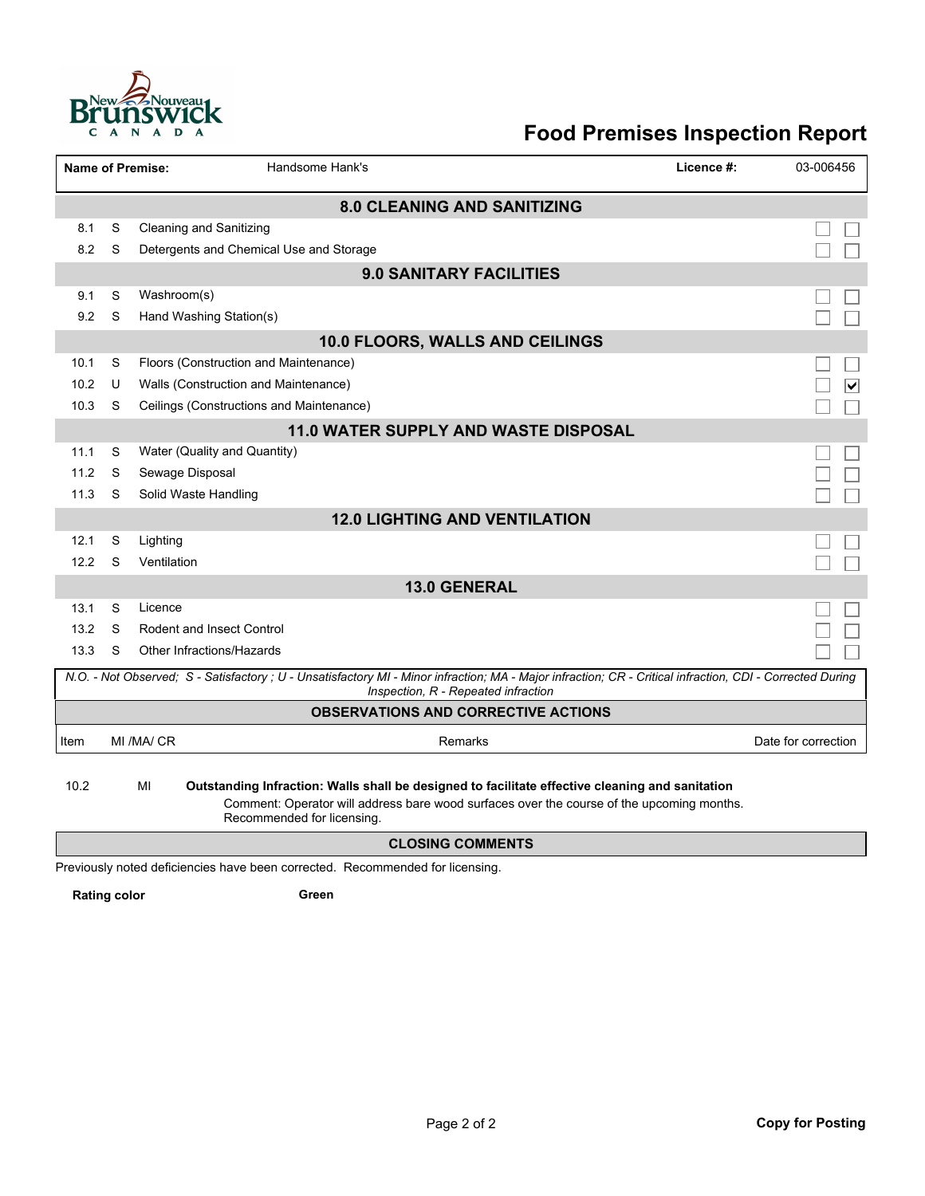# Food Premises Inspection Report

| **Name of Premise:** | Handsome Hank's | **Licence #:** | 03-006456 |
|---|---|---|---|

## 8.0 CLEANING AND SANITIZING

| | | | | |
|---|---|---|---|---|
| 8.1 | S | Cleaning and Sanitizing | ☐ | ☐ |
| 8.2 | S | Detergents and Chemical Use and Storage | ☐ | ☐ |

## 9.0 SANITARY FACILITIES

| | | | | |
|---|---|---|---|---|
| 9.1 | S | Washroom(s) | ☐ | ☐ |
| 9.2 | S | Hand Washing Station(s) | ☐ | ☐ |

## 10.0 FLOORS, WALLS AND CEILINGS

| | | | | |
|---|---|---|---|---|
| 10.1 | S | Floors (Construction and Maintenance) | ☐ | ☐ |
| 10.2 | U | Walls (Construction and Maintenance) | ☐ | ☑ |
| 10.3 | S | Ceilings (Constructions and Maintenance) | ☐ | ☐ |

## 11.0 WATER SUPPLY AND WASTE DISPOSAL

| | | | | |
|---|---|---|---|---|
| 11.1 | S | Water (Quality and Quantity) | ☐ | ☐ |
| 11.2 | S | Sewage Disposal | ☐ | ☐ |
| 11.3 | S | Solid Waste Handling | ☐ | ☐ |

## 12.0 LIGHTING AND VENTILATION

| | | | | |
|---|---|---|---|---|
| 12.1 | S | Lighting | ☐ | ☐ |
| 12.2 | S | Ventilation | ☐ | ☐ |

## 13.0 GENERAL

| | | | | |
|---|---|---|---|---|
| 13.1 | S | Licence | ☐ | ☐ |
| 13.2 | S | Rodent and Insect Control | ☐ | ☐ |
| 13.3 | S | Other Infractions/Hazards | ☐ | ☐ |

*N.O. - Not Observed; S - Satisfactory ; U - Unsatisfactory MI - Minor infraction; MA - Major infraction; CR - Critical infraction, CDI - Corrected During Inspection, R - Repeated infraction*

## OBSERVATIONS AND CORRECTIVE ACTIONS

| Item | MI /MA/ CR | Remarks | Date for correction |
|---|---|---|---|
| 10.2 | MI | **Outstanding Infraction: Walls shall be designed to facilitate effective cleaning and sanitation**<br>Comment: Operator will address bare wood surfaces over the course of the upcoming months. Recommended for licensing. | |

## CLOSING COMMENTS

Previously noted deficiencies have been corrected. Recommended for licensing.

**Rating color** **Green**

**Copy for Posting**